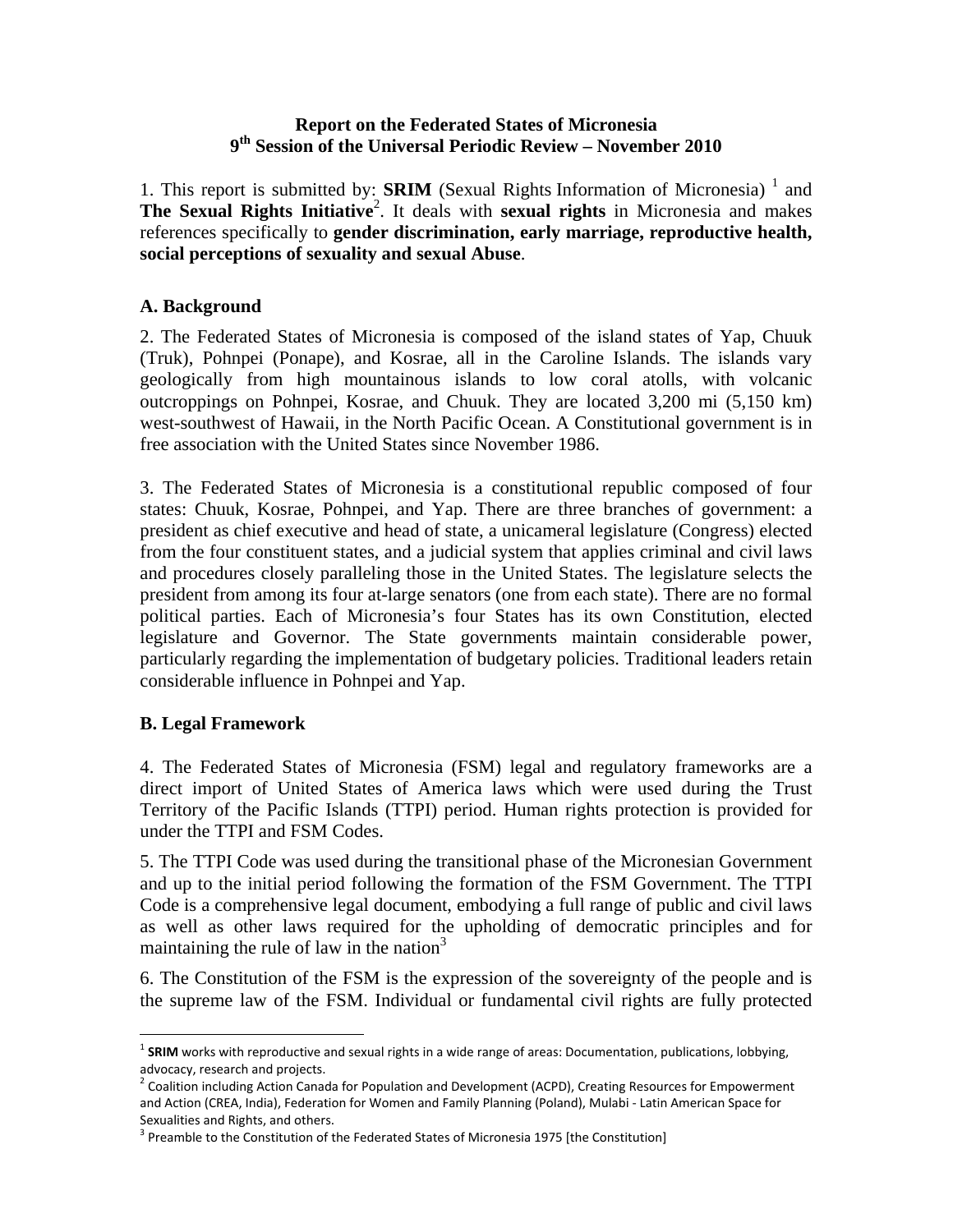# Report on the Federated States of Micronesia
## 9th Session of the Universal Periodic Review – November 2010

1. This report is submitted by: **SRIM** (Sexual Rights Information of Micronesia) [1] and **The Sexual Rights Initiative**[2]. It deals with **sexual rights** in Micronesia and makes references specifically to **gender discrimination, early marriage, reproductive health, social perceptions of sexuality and sexual Abuse**.

### A. Background

2. The Federated States of Micronesia is composed of the island states of Yap, Chuuk (Truk), Pohnpei (Ponape), and Kosrae, all in the Caroline Islands. The islands vary geologically from high mountainous islands to low coral atolls, with volcanic outcroppings on Pohnpei, Kosrae, and Chuuk. They are located 3,200 mi (5,150 km) west-southwest of Hawaii, in the North Pacific Ocean. A Constitutional government is in free association with the United States since November 1986.

3. The Federated States of Micronesia is a constitutional republic composed of four states: Chuuk, Kosrae, Pohnpei, and Yap. There are three branches of government: a president as chief executive and head of state, a unicameral legislature (Congress) elected from the four constituent states, and a judicial system that applies criminal and civil laws and procedures closely paralleling those in the United States. The legislature selects the president from among its four at-large senators (one from each state). There are no formal political parties. Each of Micronesia's four States has its own Constitution, elected legislature and Governor. The State governments maintain considerable power, particularly regarding the implementation of budgetary policies. Traditional leaders retain considerable influence in Pohnpei and Yap.

### B. Legal Framework

4. The Federated States of Micronesia (FSM) legal and regulatory frameworks are a direct import of United States of America laws which were used during the Trust Territory of the Pacific Islands (TTPI) period. Human rights protection is provided for under the TTPI and FSM Codes.

5. The TTPI Code was used during the transitional phase of the Micronesian Government and up to the initial period following the formation of the FSM Government. The TTPI Code is a comprehensive legal document, embodying a full range of public and civil laws as well as other laws required for the upholding of democratic principles and for maintaining the rule of law in the nation[3]

6. The Constitution of the FSM is the expression of the sovereignty of the people and is the supreme law of the FSM. Individual or fundamental civil rights are fully protected

---

[1] **SRIM** works with reproductive and sexual rights in a wide range of areas: Documentation, publications, lobbying, advocacy, research and projects.

[2] Coalition including Action Canada for Population and Development (ACPD), Creating Resources for Empowerment and Action (CREA, India), Federation for Women and Family Planning (Poland), Mulabi - Latin American Space for Sexualities and Rights, and others.

[3] Preamble to the Constitution of the Federated States of Micronesia 1975 [the Constitution]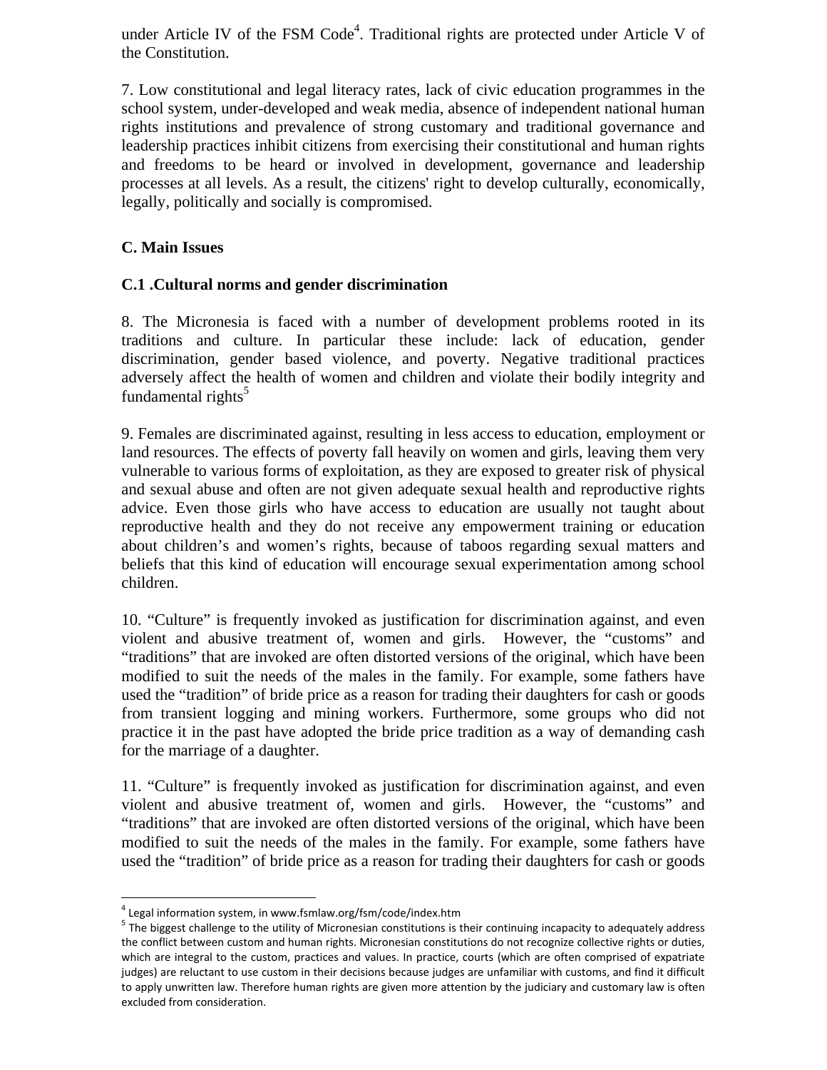under Article IV of the FSM Code[4]. Traditional rights are protected under Article V of the Constitution.

7. Low constitutional and legal literacy rates, lack of civic education programmes in the school system, under-developed and weak media, absence of independent national human rights institutions and prevalence of strong customary and traditional governance and leadership practices inhibit citizens from exercising their constitutional and human rights and freedoms to be heard or involved in development, governance and leadership processes at all levels. As a result, the citizens' right to develop culturally, economically, legally, politically and socially is compromised.

## C. Main Issues

### C.1 .Cultural norms and gender discrimination

8. The Micronesia is faced with a number of development problems rooted in its traditions and culture. In particular these include: lack of education, gender discrimination, gender based violence, and poverty. Negative traditional practices adversely affect the health of women and children and violate their bodily integrity and fundamental rights[5]

9. Females are discriminated against, resulting in less access to education, employment or land resources. The effects of poverty fall heavily on women and girls, leaving them very vulnerable to various forms of exploitation, as they are exposed to greater risk of physical and sexual abuse and often are not given adequate sexual health and reproductive rights advice. Even those girls who have access to education are usually not taught about reproductive health and they do not receive any empowerment training or education about children's and women's rights, because of taboos regarding sexual matters and beliefs that this kind of education will encourage sexual experimentation among school children.

10. "Culture" is frequently invoked as justification for discrimination against, and even violent and abusive treatment of, women and girls. However, the "customs" and "traditions" that are invoked are often distorted versions of the original, which have been modified to suit the needs of the males in the family. For example, some fathers have used the "tradition" of bride price as a reason for trading their daughters for cash or goods from transient logging and mining workers. Furthermore, some groups who did not practice it in the past have adopted the bride price tradition as a way of demanding cash for the marriage of a daughter.

11. "Culture" is frequently invoked as justification for discrimination against, and even violent and abusive treatment of, women and girls. However, the "customs" and "traditions" that are invoked are often distorted versions of the original, which have been modified to suit the needs of the males in the family. For example, some fathers have used the "tradition" of bride price as a reason for trading their daughters for cash or goods

---

[4] Legal information system, in www.fsmlaw.org/fsm/code/index.htm

[5] The biggest challenge to the utility of Micronesian constitutions is their continuing incapacity to adequately address the conflict between custom and human rights. Micronesian constitutions do not recognize collective rights or duties, which are integral to the custom, practices and values. In practice, courts (which are often comprised of expatriate judges) are reluctant to use custom in their decisions because judges are unfamiliar with customs, and find it difficult to apply unwritten law. Therefore human rights are given more attention by the judiciary and customary law is often excluded from consideration.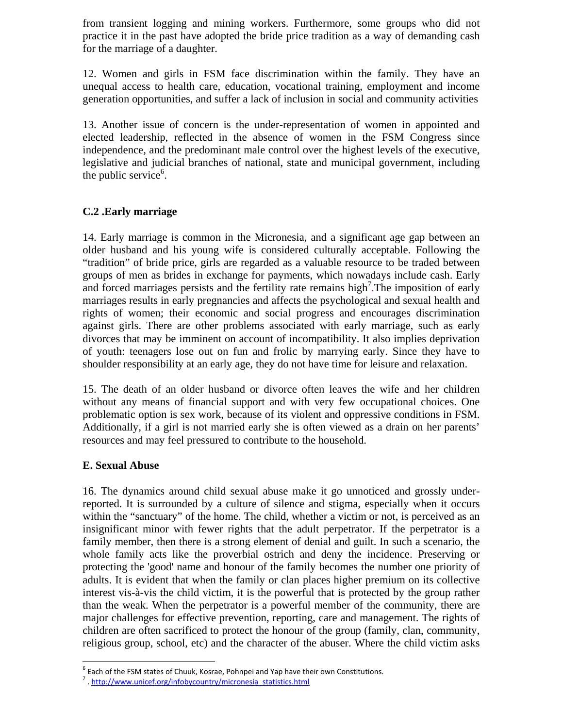from transient logging and mining workers. Furthermore, some groups who did not practice it in the past have adopted the bride price tradition as a way of demanding cash for the marriage of a daughter.

12. Women and girls in FSM face discrimination within the family. They have an unequal access to health care, education, vocational training, employment and income generation opportunities, and suffer a lack of inclusion in social and community activities

13. Another issue of concern is the under-representation of women in appointed and elected leadership, reflected in the absence of women in the FSM Congress since independence, and the predominant male control over the highest levels of the executive, legislative and judicial branches of national, state and municipal government, including the public service[6].

## C.2 .Early marriage

14. Early marriage is common in the Micronesia, and a significant age gap between an older husband and his young wife is considered culturally acceptable. Following the "tradition" of bride price, girls are regarded as a valuable resource to be traded between groups of men as brides in exchange for payments, which nowadays include cash. Early and forced marriages persists and the fertility rate remains high[7].The imposition of early marriages results in early pregnancies and affects the psychological and sexual health and rights of women; their economic and social progress and encourages discrimination against girls. There are other problems associated with early marriage, such as early divorces that may be imminent on account of incompatibility. It also implies deprivation of youth: teenagers lose out on fun and frolic by marrying early. Since they have to shoulder responsibility at an early age, they do not have time for leisure and relaxation.

15. The death of an older husband or divorce often leaves the wife and her children without any means of financial support and with very few occupational choices. One problematic option is sex work, because of its violent and oppressive conditions in FSM. Additionally, if a girl is not married early she is often viewed as a drain on her parents' resources and may feel pressured to contribute to the household.

## E. Sexual Abuse

16. The dynamics around child sexual abuse make it go unnoticed and grossly under-reported. It is surrounded by a culture of silence and stigma, especially when it occurs within the "sanctuary" of the home. The child, whether a victim or not, is perceived as an insignificant minor with fewer rights that the adult perpetrator. If the perpetrator is a family member, then there is a strong element of denial and guilt. In such a scenario, the whole family acts like the proverbial ostrich and deny the incidence. Preserving or protecting the 'good' name and honour of the family becomes the number one priority of adults. It is evident that when the family or clan places higher premium on its collective interest vis-à-vis the child victim, it is the powerful that is protected by the group rather than the weak. When the perpetrator is a powerful member of the community, there are major challenges for effective prevention, reporting, care and management. The rights of children are often sacrificed to protect the honour of the group (family, clan, community, religious group, school, etc) and the character of the abuser. Where the child victim asks

---

[6] Each of the FSM states of Chuuk, Kosrae, Pohnpei and Yap have their own Constitutions.

[7] . http://www.unicef.org/infobycountry/micronesia_statistics.html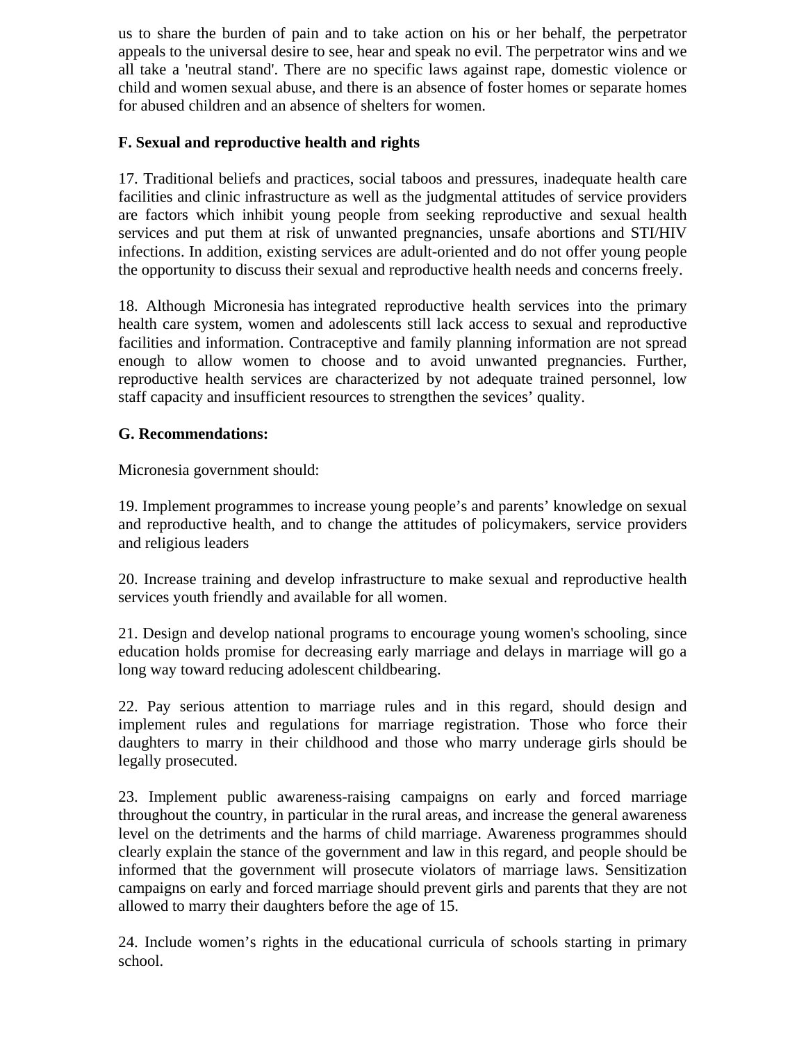us to share the burden of pain and to take action on his or her behalf, the perpetrator appeals to the universal desire to see, hear and speak no evil. The perpetrator wins and we all take a 'neutral stand'. There are no specific laws against rape, domestic violence or child and women sexual abuse, and there is an absence of foster homes or separate homes for abused children and an absence of shelters for women.

**F. Sexual and reproductive health and rights**

17. Traditional beliefs and practices, social taboos and pressures, inadequate health care facilities and clinic infrastructure as well as the judgmental attitudes of service providers are factors which inhibit young people from seeking reproductive and sexual health services and put them at risk of unwanted pregnancies, unsafe abortions and STI/HIV infections. In addition, existing services are adult-oriented and do not offer young people the opportunity to discuss their sexual and reproductive health needs and concerns freely.

18. Although Micronesia has integrated reproductive health services into the primary health care system, women and adolescents still lack access to sexual and reproductive facilities and information. Contraceptive and family planning information are not spread enough to allow women to choose and to avoid unwanted pregnancies. Further, reproductive health services are characterized by not adequate trained personnel, low staff capacity and insufficient resources to strengthen the sevices' quality.

**G. Recommendations:**

Micronesia government should:

19. Implement programmes to increase young people's and parents' knowledge on sexual and reproductive health, and to change the attitudes of policymakers, service providers and religious leaders

20. Increase training and develop infrastructure to make sexual and reproductive health services youth friendly and available for all women.

21. Design and develop national programs to encourage young women's schooling, since education holds promise for decreasing early marriage and delays in marriage will go a long way toward reducing adolescent childbearing.

22. Pay serious attention to marriage rules and in this regard, should design and implement rules and regulations for marriage registration. Those who force their daughters to marry in their childhood and those who marry underage girls should be legally prosecuted.

23. Implement public awareness-raising campaigns on early and forced marriage throughout the country, in particular in the rural areas, and increase the general awareness level on the detriments and the harms of child marriage. Awareness programmes should clearly explain the stance of the government and law in this regard, and people should be informed that the government will prosecute violators of marriage laws. Sensitization campaigns on early and forced marriage should prevent girls and parents that they are not allowed to marry their daughters before the age of 15.

24. Include women's rights in the educational curricula of schools starting in primary school.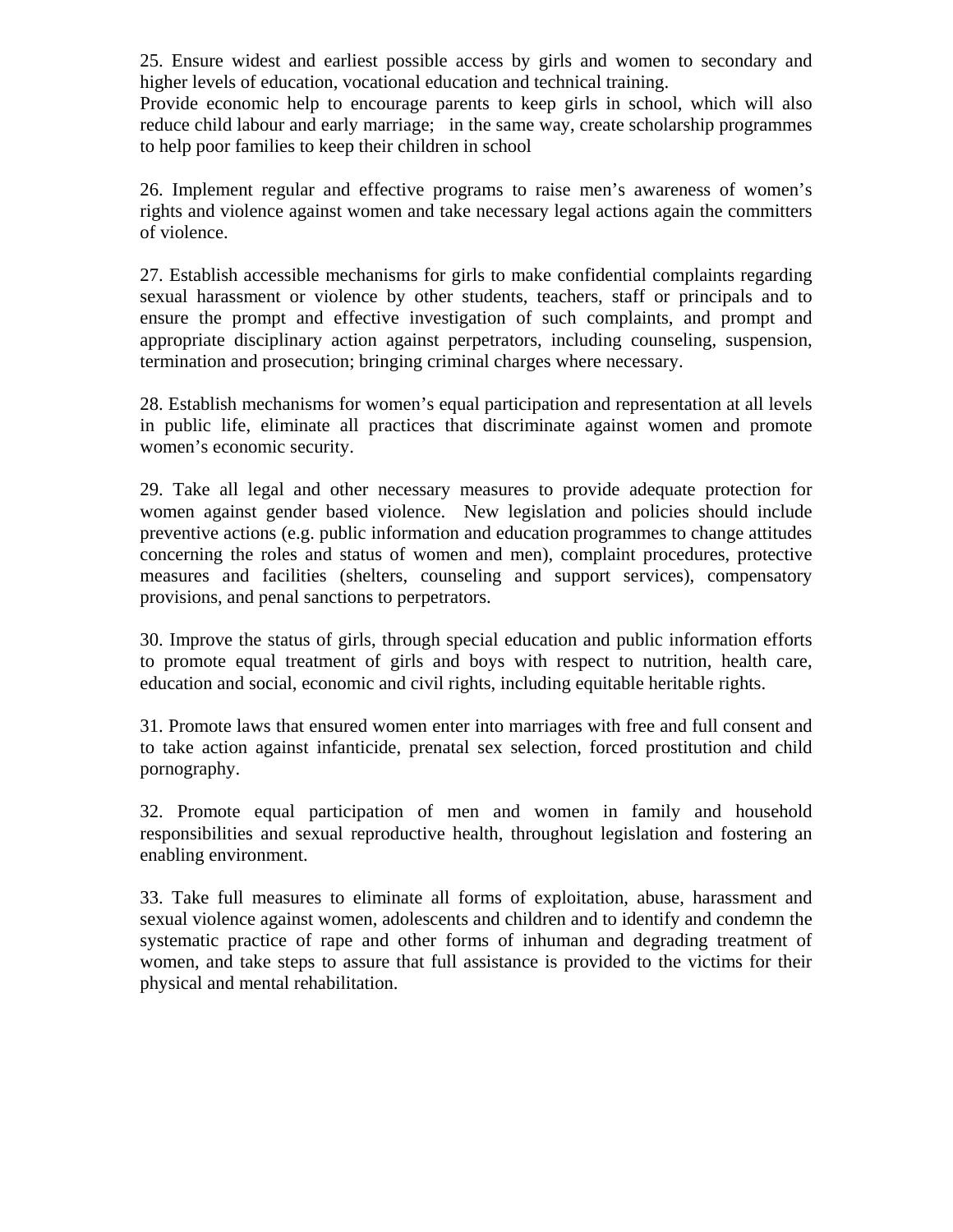25. Ensure widest and earliest possible access by girls and women to secondary and higher levels of education, vocational education and technical training.
Provide economic help to encourage parents to keep girls in school, which will also reduce child labour and early marriage; in the same way, create scholarship programmes to help poor families to keep their children in school

26. Implement regular and effective programs to raise men's awareness of women's rights and violence against women and take necessary legal actions again the committers of violence.

27. Establish accessible mechanisms for girls to make confidential complaints regarding sexual harassment or violence by other students, teachers, staff or principals and to ensure the prompt and effective investigation of such complaints, and prompt and appropriate disciplinary action against perpetrators, including counseling, suspension, termination and prosecution; bringing criminal charges where necessary.

28. Establish mechanisms for women's equal participation and representation at all levels in public life, eliminate all practices that discriminate against women and promote women's economic security.

29. Take all legal and other necessary measures to provide adequate protection for women against gender based violence. New legislation and policies should include preventive actions (e.g. public information and education programmes to change attitudes concerning the roles and status of women and men), complaint procedures, protective measures and facilities (shelters, counseling and support services), compensatory provisions, and penal sanctions to perpetrators.

30. Improve the status of girls, through special education and public information efforts to promote equal treatment of girls and boys with respect to nutrition, health care, education and social, economic and civil rights, including equitable heritable rights.

31. Promote laws that ensured women enter into marriages with free and full consent and to take action against infanticide, prenatal sex selection, forced prostitution and child pornography.

32. Promote equal participation of men and women in family and household responsibilities and sexual reproductive health, throughout legislation and fostering an enabling environment.

33. Take full measures to eliminate all forms of exploitation, abuse, harassment and sexual violence against women, adolescents and children and to identify and condemn the systematic practice of rape and other forms of inhuman and degrading treatment of women, and take steps to assure that full assistance is provided to the victims for their physical and mental rehabilitation.